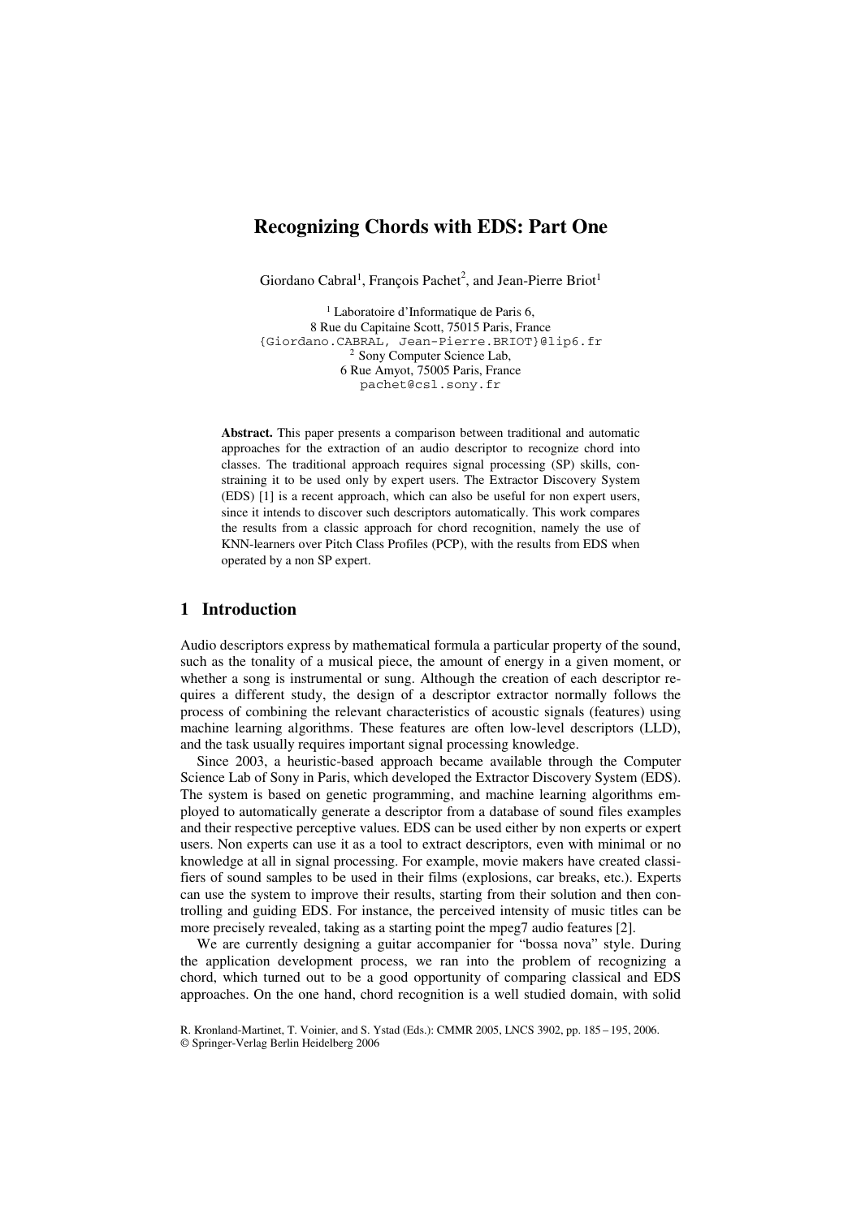# Recognizing Chords with EDS: Part One

Giordano Cabral[1], François Pachet[2], and Jean-Pierre Briot[1]

[1] Laboratoire d'Informatique de Paris 6,
8 Rue du Capitaine Scott, 75015 Paris, France
{Giordano.CABRAL, Jean-Pierre.BRIOT}@lip6.fr
[2] Sony Computer Science Lab,
6 Rue Amyot, 75005 Paris, France
pachet@csl.sony.fr

**Abstract.** This paper presents a comparison between traditional and automatic approaches for the extraction of an audio descriptor to recognize chord into classes. The traditional approach requires signal processing (SP) skills, constraining it to be used only by expert users. The Extractor Discovery System (EDS) [1] is a recent approach, which can also be useful for non expert users, since it intends to discover such descriptors automatically. This work compares the results from a classic approach for chord recognition, namely the use of KNN-learners over Pitch Class Profiles (PCP), with the results from EDS when operated by a non SP expert.

## 1 Introduction

Audio descriptors express by mathematical formula a particular property of the sound, such as the tonality of a musical piece, the amount of energy in a given moment, or whether a song is instrumental or sung. Although the creation of each descriptor requires a different study, the design of a descriptor extractor normally follows the process of combining the relevant characteristics of acoustic signals (features) using machine learning algorithms. These features are often low-level descriptors (LLD), and the task usually requires important signal processing knowledge.

Since 2003, a heuristic-based approach became available through the Computer Science Lab of Sony in Paris, which developed the Extractor Discovery System (EDS). The system is based on genetic programming, and machine learning algorithms employed to automatically generate a descriptor from a database of sound files examples and their respective perceptive values. EDS can be used either by non experts or expert users. Non experts can use it as a tool to extract descriptors, even with minimal or no knowledge at all in signal processing. For example, movie makers have created classifiers of sound samples to be used in their films (explosions, car breaks, etc.). Experts can use the system to improve their results, starting from their solution and then controlling and guiding EDS. For instance, the perceived intensity of music titles can be more precisely revealed, taking as a starting point the mpeg7 audio features [2].

We are currently designing a guitar accompanier for "bossa nova" style. During the application development process, we ran into the problem of recognizing a chord, which turned out to be a good opportunity of comparing classical and EDS approaches. On the one hand, chord recognition is a well studied domain, with solid

R. Kronland-Martinet, T. Voinier, and S. Ystad (Eds.): CMMR 2005, LNCS 3902, pp. 185 – 195, 2006.
© Springer-Verlag Berlin Heidelberg 2006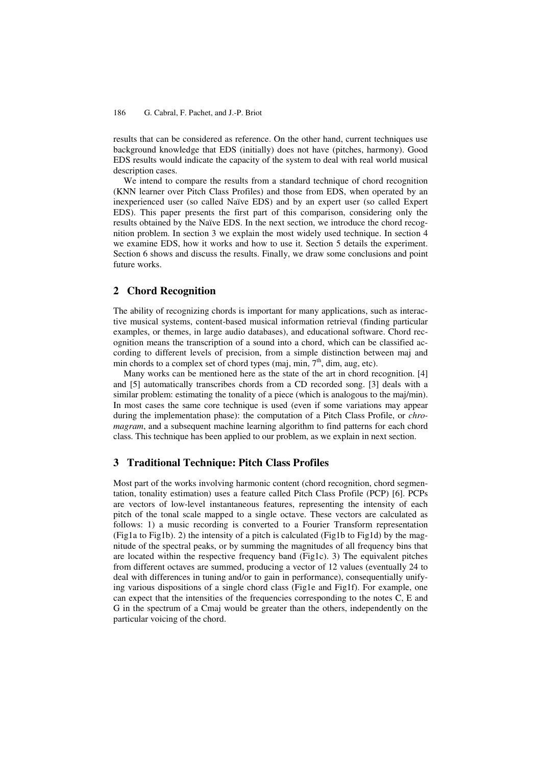results that can be considered as reference. On the other hand, current techniques use background knowledge that EDS (initially) does not have (pitches, harmony). Good EDS results would indicate the capacity of the system to deal with real world musical description cases.

We intend to compare the results from a standard technique of chord recognition (KNN learner over Pitch Class Profiles) and those from EDS, when operated by an inexperienced user (so called Naïve EDS) and by an expert user (so called Expert EDS). This paper presents the first part of this comparison, considering only the results obtained by the Naïve EDS. In the next section, we introduce the chord recognition problem. In section 3 we explain the most widely used technique. In section 4 we examine EDS, how it works and how to use it. Section 5 details the experiment. Section 6 shows and discuss the results. Finally, we draw some conclusions and point future works.

## 2 Chord Recognition

The ability of recognizing chords is important for many applications, such as interactive musical systems, content-based musical information retrieval (finding particular examples, or themes, in large audio databases), and educational software. Chord recognition means the transcription of a sound into a chord, which can be classified according to different levels of precision, from a simple distinction between maj and min chords to a complex set of chord types (maj, min, 7$^{th}$, dim, aug, etc).

Many works can be mentioned here as the state of the art in chord recognition. [4] and [5] automatically transcribes chords from a CD recorded song. [3] deals with a similar problem: estimating the tonality of a piece (which is analogous to the maj/min). In most cases the same core technique is used (even if some variations may appear during the implementation phase): the computation of a Pitch Class Profile, or *chromagram*, and a subsequent machine learning algorithm to find patterns for each chord class. This technique has been applied to our problem, as we explain in next section.

## 3 Traditional Technique: Pitch Class Profiles

Most part of the works involving harmonic content (chord recognition, chord segmentation, tonality estimation) uses a feature called Pitch Class Profile (PCP) [6]. PCPs are vectors of low-level instantaneous features, representing the intensity of each pitch of the tonal scale mapped to a single octave. These vectors are calculated as follows: 1) a music recording is converted to a Fourier Transform representation (Fig1a to Fig1b). 2) the intensity of a pitch is calculated (Fig1b to Fig1d) by the magnitude of the spectral peaks, or by summing the magnitudes of all frequency bins that are located within the respective frequency band (Fig1c). 3) The equivalent pitches from different octaves are summed, producing a vector of 12 values (eventually 24 to deal with differences in tuning and/or to gain in performance), consequentially unifying various dispositions of a single chord class (Fig1e and Fig1f). For example, one can expect that the intensities of the frequencies corresponding to the notes C, E and G in the spectrum of a Cmaj would be greater than the others, independently on the particular voicing of the chord.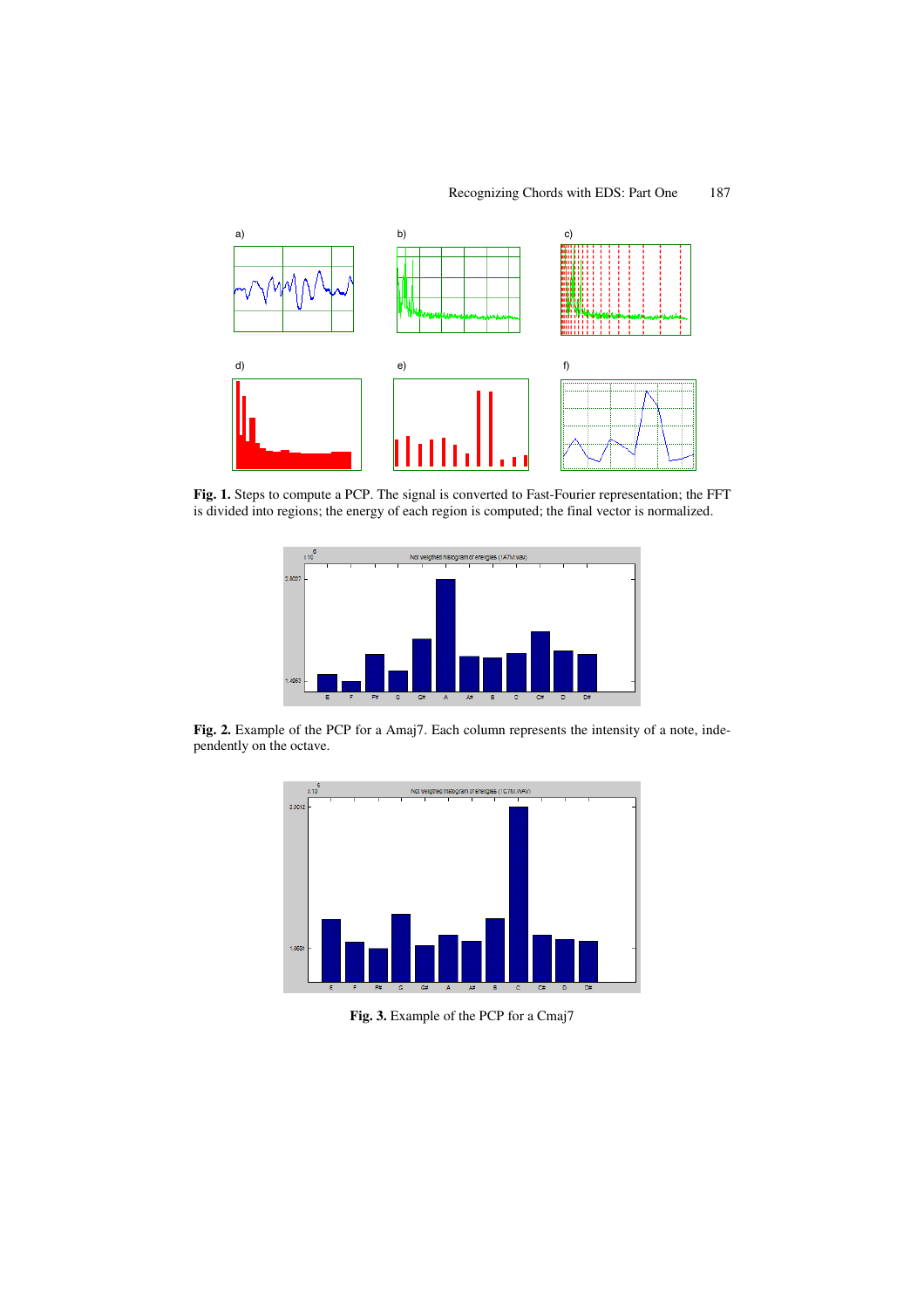**Fig. 1.** Steps to compute a PCP. The signal is converted to Fast-Fourier representation; the FFT is divided into regions; the energy of each region is computed; the final vector is normalized.

**Fig. 2.** Example of the PCP for a Amaj7. Each column represents the intensity of a note, independently on the octave.

**Fig. 3.** Example of the PCP for a Cmaj7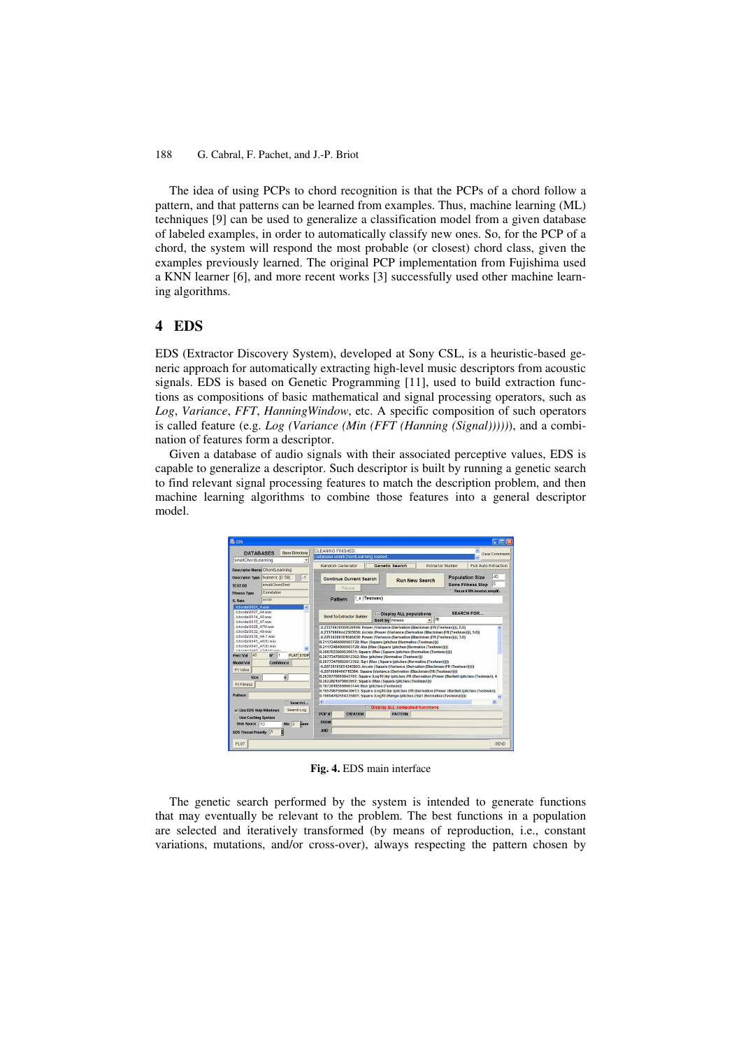The idea of using PCPs to chord recognition is that the PCPs of a chord follow a pattern, and that patterns can be learned from examples. Thus, machine learning (ML) techniques [9] can be used to generalize a classification model from a given database of labeled examples, in order to automatically classify new ones. So, for the PCP of a chord, the system will respond the most probable (or closest) chord class, given the examples previously learned. The original PCP implementation from Fujishima used a KNN learner [6], and more recent works [3] successfully used other machine learning algorithms.

## 4 EDS

EDS (Extractor Discovery System), developed at Sony CSL, is a heuristic-based generic approach for automatically extracting high-level music descriptors from acoustic signals. EDS is based on Genetic Programming [11], used to build extraction functions as compositions of basic mathematical and signal processing operators, such as *Log*, *Variance*, *FFT*, *HanningWindow*, etc. A specific composition of such operators is called feature (e.g. *Log (Variance (Min (FFT (Hanning (Signal))))))*, and a combination of features form a descriptor.

Given a database of audio signals with their associated perceptive values, EDS is capable to generalize a descriptor. Such descriptor is built by running a genetic search to find relevant signal processing features to match the description problem, and then machine learning algorithms to combine those features into a general descriptor model.

**Fig. 4.** EDS main interface

The genetic search performed by the system is intended to generate functions that may eventually be relevant to the problem. The best functions in a population are selected and iteratively transformed (by means of reproduction, i.e., constant variations, mutations, and/or cross-over), always respecting the pattern chosen by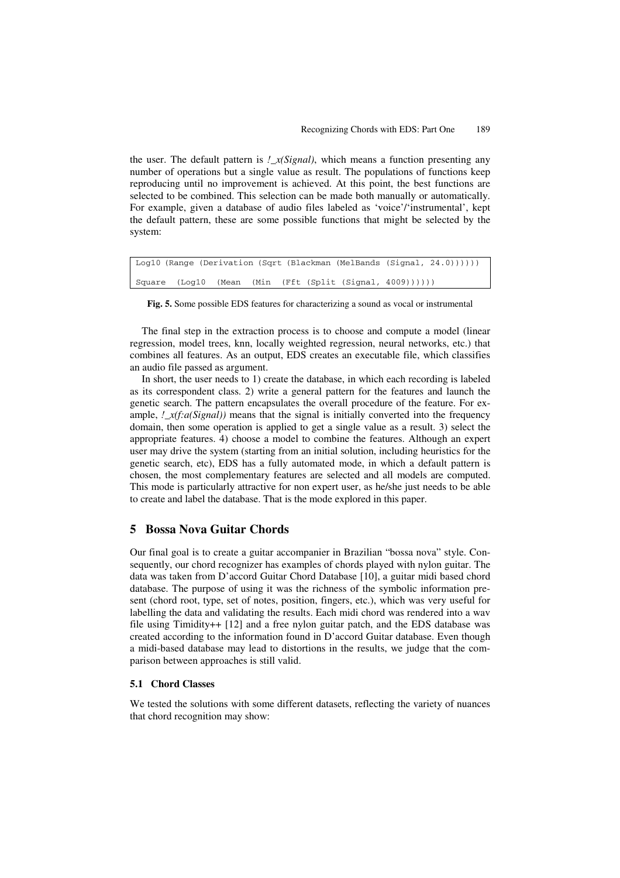the user. The default pattern is *!_x(Signal)*, which means a function presenting any number of operations but a single value as result. The populations of functions keep reproducing until no improvement is achieved. At this point, the best functions are selected to be combined. This selection can be made both manually or automatically. For example, given a database of audio files labeled as 'voice'/'instrumental', kept the default pattern, these are some possible functions that might be selected by the system:

```
Log10 (Range (Derivation (Sqrt (Blackman (MelBands (Signal, 24.0))))))

Square  (Log10  (Mean  (Min  (Fft (Split (Signal, 4009))))))
```

**Fig. 5.** Some possible EDS features for characterizing a sound as vocal or instrumental

The final step in the extraction process is to choose and compute a model (linear regression, model trees, knn, locally weighted regression, neural networks, etc.) that combines all features. As an output, EDS creates an executable file, which classifies an audio file passed as argument.

In short, the user needs to 1) create the database, in which each recording is labeled as its correspondent class. 2) write a general pattern for the features and launch the genetic search. The pattern encapsulates the overall procedure of the feature. For example, *!_x(f:a(Signal))* means that the signal is initially converted into the frequency domain, then some operation is applied to get a single value as a result. 3) select the appropriate features. 4) choose a model to combine the features. Although an expert user may drive the system (starting from an initial solution, including heuristics for the genetic search, etc), EDS has a fully automated mode, in which a default pattern is chosen, the most complementary features are selected and all models are computed. This mode is particularly attractive for non expert user, as he/she just needs to be able to create and label the database. That is the mode explored in this paper.

## 5 Bossa Nova Guitar Chords

Our final goal is to create a guitar accompanier in Brazilian "bossa nova" style. Consequently, our chord recognizer has examples of chords played with nylon guitar. The data was taken from D'accord Guitar Chord Database [10], a guitar midi based chord database. The purpose of using it was the richness of the symbolic information present (chord root, type, set of notes, position, fingers, etc.), which was very useful for labelling the data and validating the results. Each midi chord was rendered into a wav file using Timidity++ [12] and a free nylon guitar patch, and the EDS database was created according to the information found in D'accord Guitar database. Even though a midi-based database may lead to distortions in the results, we judge that the comparison between approaches is still valid.

### 5.1 Chord Classes

We tested the solutions with some different datasets, reflecting the variety of nuances that chord recognition may show: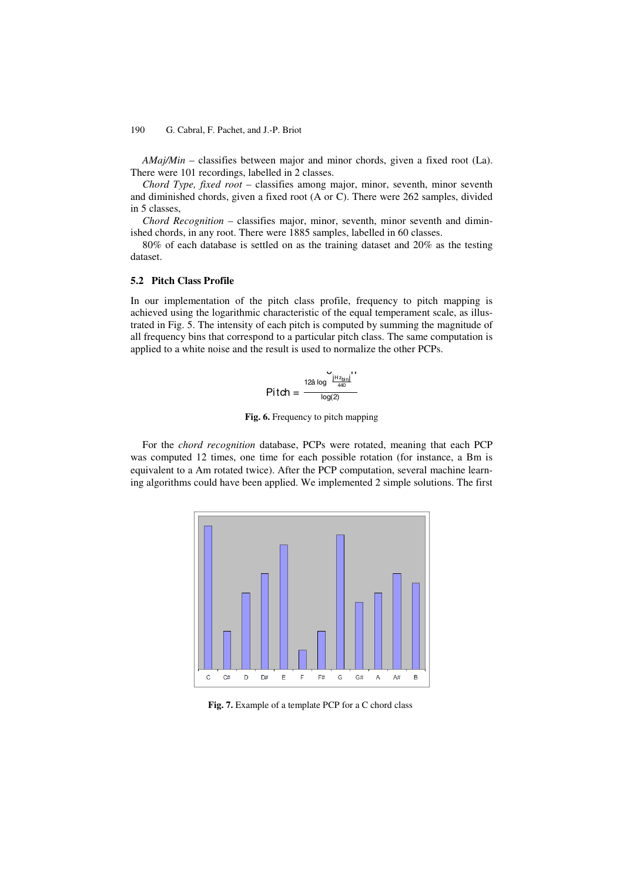*AMaj/Min* – classifies between major and minor chords, given a fixed root (La). There were 101 recordings, labelled in 2 classes.

*Chord Type, fixed root* – classifies among major, minor, seventh, minor seventh and diminished chords, given a fixed root (A or C). There were 262 samples, divided in 5 classes,

*Chord Recognition* – classifies major, minor, seventh, minor seventh and diminished chords, in any root. There were 1885 samples, labelled in 60 classes.

80% of each database is settled on as the training dataset and 20% as the testing dataset.

### 5.2 Pitch Class Profile

In our implementation of the pitch class profile, frequency to pitch mapping is achieved using the logarithmic characteristic of the equal temperament scale, as illustrated in Fig. 5. The intensity of each pitch is computed by summing the magnitude of all frequency bins that correspond to a particular pitch class. The same computation is applied to a white noise and the result is used to normalize the other PCPs.

$$\text{Pitch} = \frac{12 \cdot \log\left(\frac{|Hz_{bin}|}{440}\right)}{\log(2)}$$

**Fig. 6.** Frequency to pitch mapping

For the *chord recognition* database, PCPs were rotated, meaning that each PCP was computed 12 times, one time for each possible rotation (for instance, a Bm is equivalent to a Am rotated twice). After the PCP computation, several machine learning algorithms could have been applied. We implemented 2 simple solutions. The first

**Fig. 7.** Example of a template PCP for a C chord class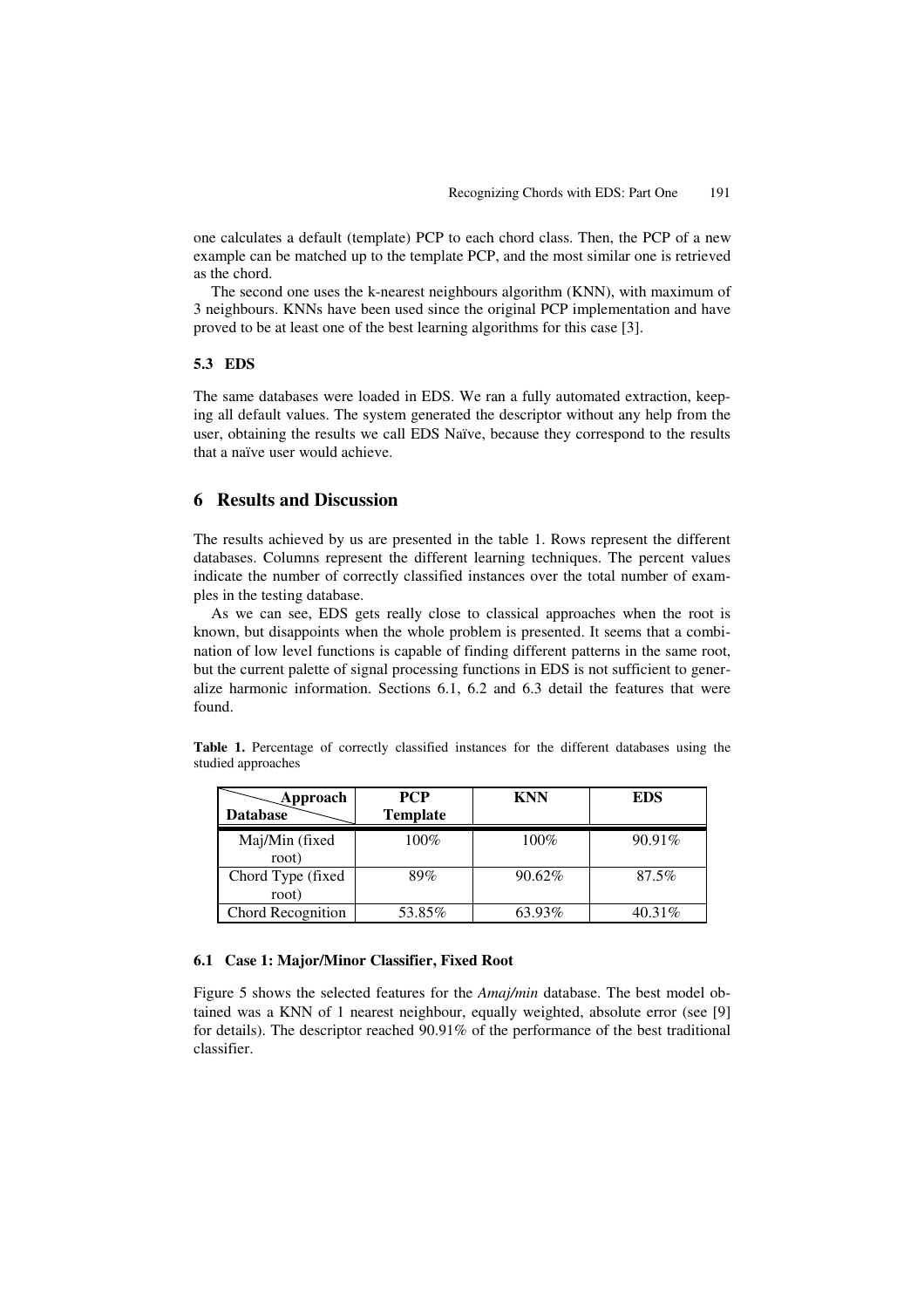one calculates a default (template) PCP to each chord class. Then, the PCP of a new example can be matched up to the template PCP, and the most similar one is retrieved as the chord.

The second one uses the k-nearest neighbours algorithm (KNN), with maximum of 3 neighbours. KNNs have been used since the original PCP implementation and have proved to be at least one of the best learning algorithms for this case [3].

### 5.3 EDS

The same databases were loaded in EDS. We ran a fully automated extraction, keeping all default values. The system generated the descriptor without any help from the user, obtaining the results we call EDS Naïve, because they correspond to the results that a naïve user would achieve.

## 6 Results and Discussion

The results achieved by us are presented in the table 1. Rows represent the different databases. Columns represent the different learning techniques. The percent values indicate the number of correctly classified instances over the total number of examples in the testing database.

As we can see, EDS gets really close to classical approaches when the root is known, but disappoints when the whole problem is presented. It seems that a combination of low level functions is capable of finding different patterns in the same root, but the current palette of signal processing functions in EDS is not sufficient to generalize harmonic information. Sections 6.1, 6.2 and 6.3 detail the features that were found.

**Table 1.** Percentage of correctly classified instances for the different databases using the studied approaches

| Database \ Approach | PCP Template | KNN | EDS |
| --- | --- | --- | --- |
| Maj/Min (fixed root) | 100% | 100% | 90.91% |
| Chord Type (fixed root) | 89% | 90.62% | 87.5% |
| Chord Recognition | 53.85% | 63.93% | 40.31% |

### 6.1 Case 1: Major/Minor Classifier, Fixed Root

Figure 5 shows the selected features for the *Amaj/min* database. The best model obtained was a KNN of 1 nearest neighbour, equally weighted, absolute error (see [9] for details). The descriptor reached 90.91% of the performance of the best traditional classifier.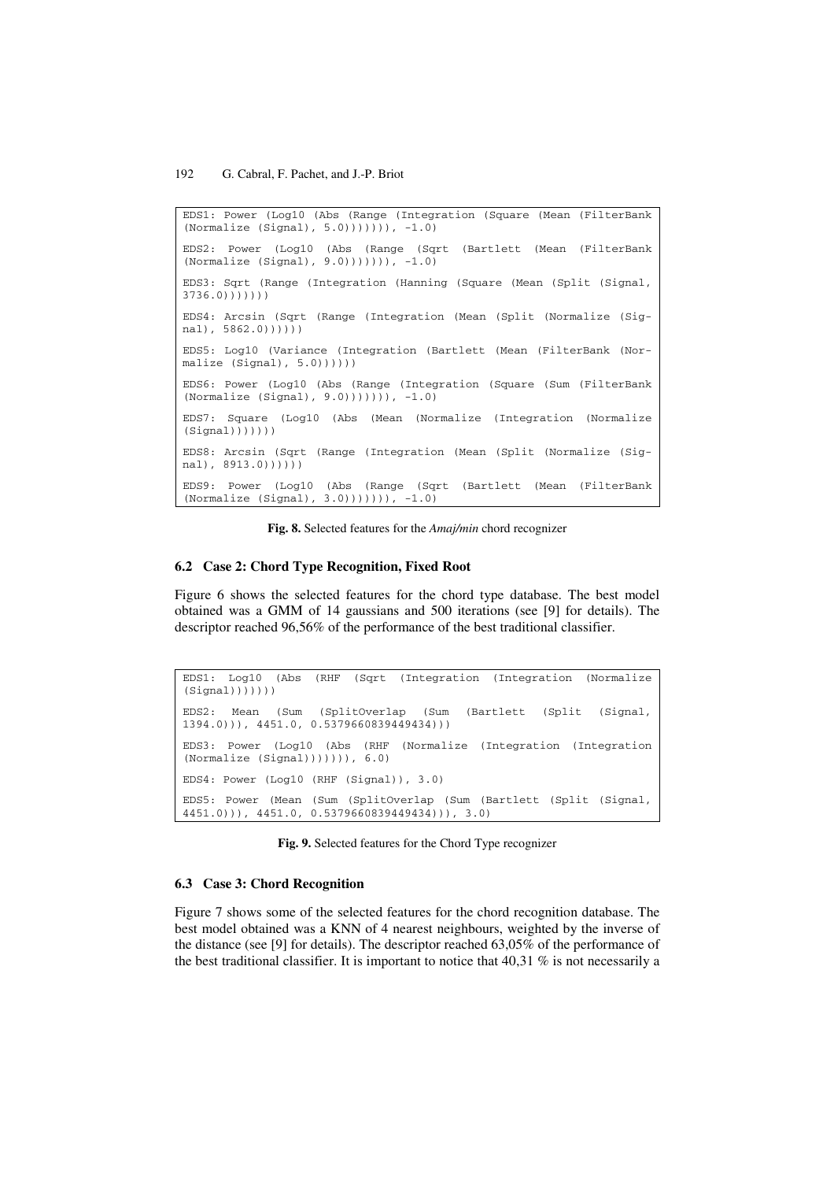```
EDS1: Power (Log10 (Abs (Range (Integration (Square (Mean (FilterBank
(Normalize (Signal), 5.0))))))), -1.0)

EDS2: Power (Log10 (Abs (Range (Sqrt (Bartlett (Mean (FilterBank
(Normalize (Signal), 9.0))))))), -1.0)

EDS3: Sqrt (Range (Integration (Hanning (Square (Mean (Split (Signal,
3736.0)))))))

EDS4: Arcsin (Sqrt (Range (Integration (Mean (Split (Normalize (Sig-
nal), 5862.0))))))

EDS5: Log10 (Variance (Integration (Bartlett (Mean (FilterBank (Nor-
malize (Signal), 5.0))))))

EDS6: Power (Log10 (Abs (Range (Integration (Square (Sum (FilterBank
(Normalize (Signal), 9.0))))))), -1.0)

EDS7: Square (Log10 (Abs (Mean (Normalize (Integration (Normalize
(Signal)))))))

EDS8: Arcsin (Sqrt (Range (Integration (Mean (Split (Normalize (Sig-
nal), 8913.0))))))

EDS9: Power (Log10 (Abs (Range (Sqrt (Bartlett (Mean (FilterBank
(Normalize (Signal), 3.0))))))), -1.0)
```

**Fig. 8.** Selected features for the *Amaj/min* chord recognizer

### 6.2 Case 2: Chord Type Recognition, Fixed Root

Figure 6 shows the selected features for the chord type database. The best model obtained was a GMM of 14 gaussians and 500 iterations (see [9] for details). The descriptor reached 96,56% of the performance of the best traditional classifier.

```
EDS1: Log10 (Abs (RHF (Sqrt (Integration (Integration (Normalize
(Signal)))))))

EDS2: Mean (Sum (SplitOverlap (Sum (Bartlett (Split (Signal,
1394.0))), 4451.0, 0.5379660839449434)))

EDS3: Power (Log10 (Abs (RHF (Normalize (Integration (Integration
(Normalize (Signal))))))), 6.0)

EDS4: Power (Log10 (RHF (Signal)), 3.0)

EDS5: Power (Mean (Sum (SplitOverlap (Sum (Bartlett (Split (Signal,
4451.0))), 4451.0, 0.5379660839449434))), 3.0)
```

**Fig. 9.** Selected features for the Chord Type recognizer

### 6.3 Case 3: Chord Recognition

Figure 7 shows some of the selected features for the chord recognition database. The best model obtained was a KNN of 4 nearest neighbours, weighted by the inverse of the distance (see [9] for details). The descriptor reached 63,05% of the performance of the best traditional classifier. It is important to notice that 40,31 % is not necessarily a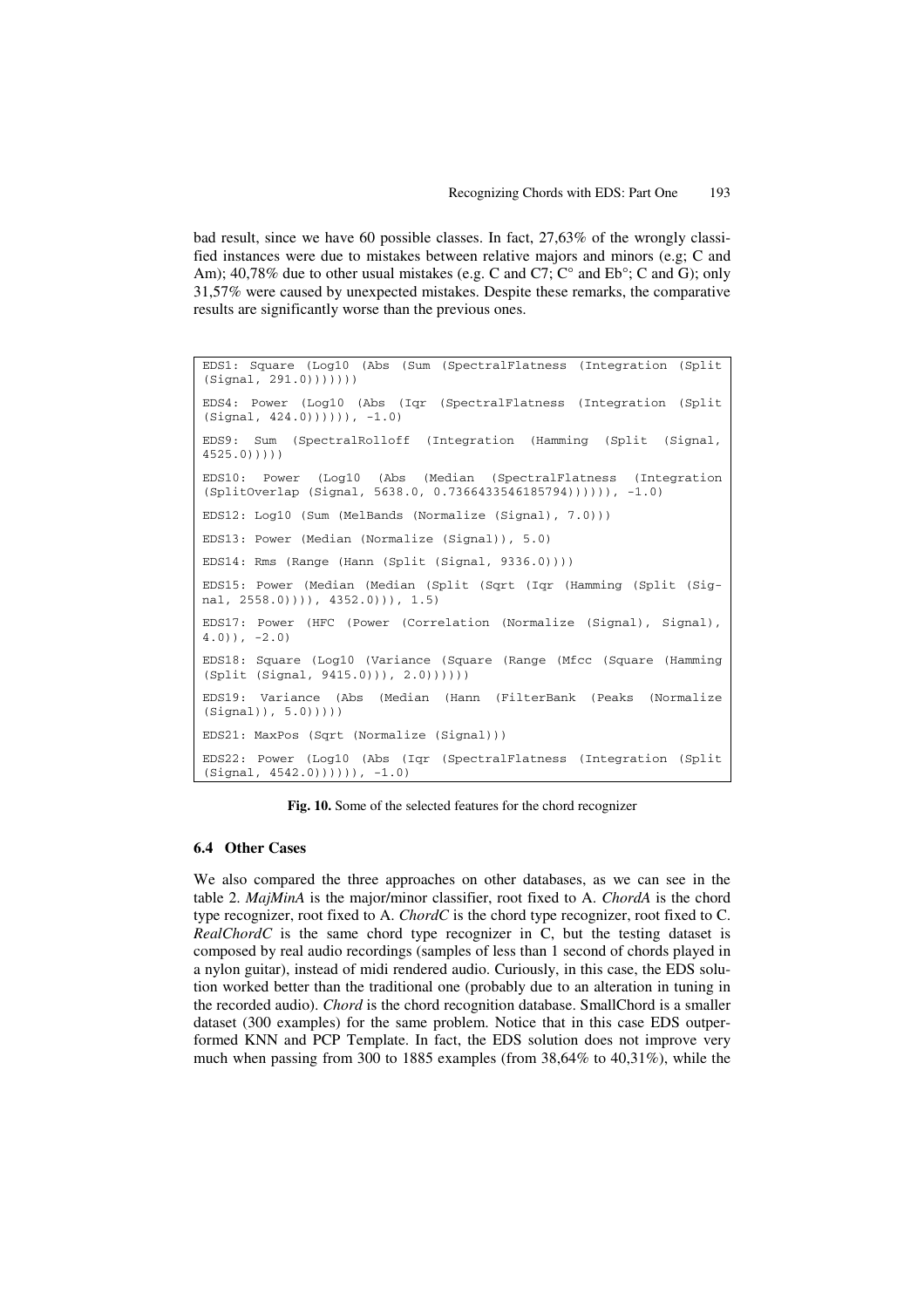bad result, since we have 60 possible classes. In fact, 27,63% of the wrongly classified instances were due to mistakes between relative majors and minors (e.g; C and Am); 40,78% due to other usual mistakes (e.g. C and C7; C° and Eb°; C and G); only 31,57% were caused by unexpected mistakes. Despite these remarks, the comparative results are significantly worse than the previous ones.

```
EDS1: Square (Log10 (Abs (Sum (SpectralFlatness (Integration (Split
(Signal, 291.0)))))))

EDS4: Power (Log10 (Abs (Iqr (SpectralFlatness (Integration (Split
(Signal, 424.0)))))), -1.0)

EDS9: Sum (SpectralRolloff (Integration (Hamming (Split (Signal,
4525.0)))))

EDS10: Power (Log10 (Abs (Median (SpectralFlatness (Integration
(SplitOverlap (Signal, 5638.0, 0.7366433546185794)))))), -1.0)

EDS12: Log10 (Sum (MelBands (Normalize (Signal), 7.0)))

EDS13: Power (Median (Normalize (Signal)), 5.0)

EDS14: Rms (Range (Hann (Split (Signal, 9336.0))))

EDS15: Power (Median (Median (Split (Sqrt (Iqr (Hamming (Split (Sig-
nal, 2558.0)))), 4352.0))), 1.5)

EDS17: Power (HFC (Power (Correlation (Normalize (Signal), Signal),
4.0)), -2.0)

EDS18: Square (Log10 (Variance (Square (Range (Mfcc (Square (Hamming
(Split (Signal, 9415.0))), 2.0))))))

EDS19: Variance (Abs (Median (Hann (FilterBank (Peaks (Normalize
(Signal)), 5.0)))))

EDS21: MaxPos (Sqrt (Normalize (Signal)))

EDS22: Power (Log10 (Abs (Iqr (SpectralFlatness (Integration (Split
(Signal, 4542.0)))))), -1.0)
```

**Fig. 10.** Some of the selected features for the chord recognizer

### 6.4 Other Cases

We also compared the three approaches on other databases, as we can see in the table 2. *MajMinA* is the major/minor classifier, root fixed to A. *ChordA* is the chord type recognizer, root fixed to A. *ChordC* is the chord type recognizer, root fixed to C. *RealChordC* is the same chord type recognizer in C, but the testing dataset is composed by real audio recordings (samples of less than 1 second of chords played in a nylon guitar), instead of midi rendered audio. Curiously, in this case, the EDS solution worked better than the traditional one (probably due to an alteration in tuning in the recorded audio). *Chord* is the chord recognition database. SmallChord is a smaller dataset (300 examples) for the same problem. Notice that in this case EDS outperformed KNN and PCP Template. In fact, the EDS solution does not improve very much when passing from 300 to 1885 examples (from 38,64% to 40,31%), while the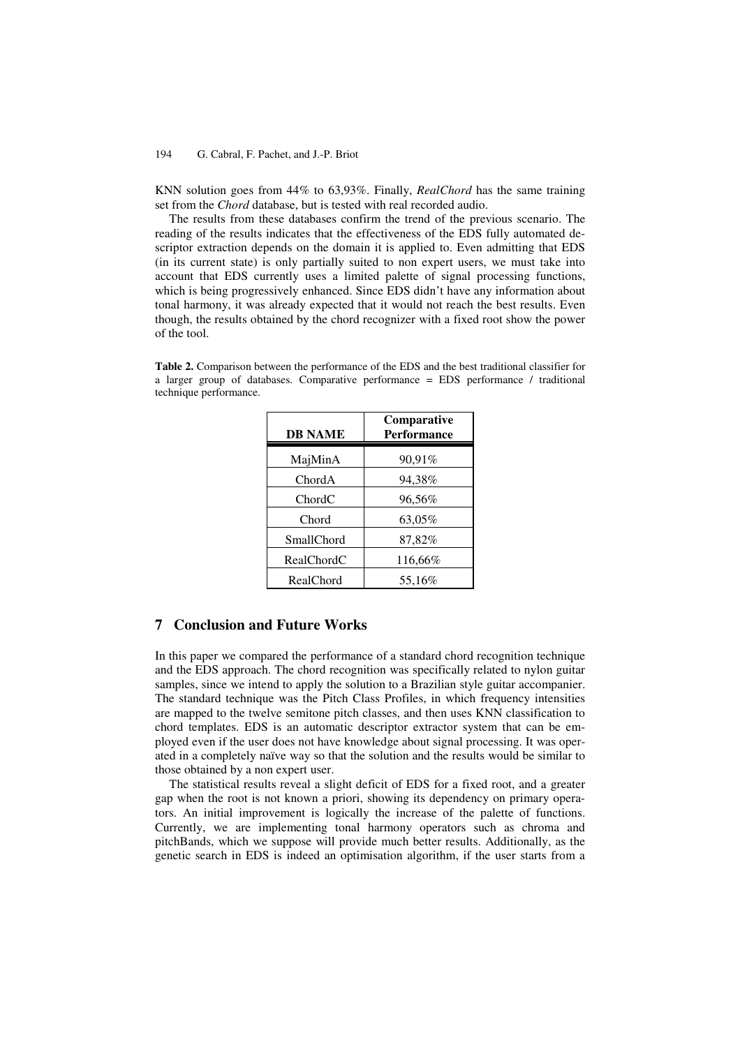KNN solution goes from 44% to 63,93%. Finally, *RealChord* has the same training set from the *Chord* database, but is tested with real recorded audio.

The results from these databases confirm the trend of the previous scenario. The reading of the results indicates that the effectiveness of the EDS fully automated descriptor extraction depends on the domain it is applied to. Even admitting that EDS (in its current state) is only partially suited to non expert users, we must take into account that EDS currently uses a limited palette of signal processing functions, which is being progressively enhanced. Since EDS didn't have any information about tonal harmony, it was already expected that it would not reach the best results. Even though, the results obtained by the chord recognizer with a fixed root show the power of the tool.

**Table 2.** Comparison between the performance of the EDS and the best traditional classifier for a larger group of databases. Comparative performance = EDS performance / traditional technique performance.

| DB NAME | Comparative Performance |
| --- | --- |
| MajMinA | 90,91% |
| ChordA | 94,38% |
| ChordC | 96,56% |
| Chord | 63,05% |
| SmallChord | 87,82% |
| RealChordC | 116,66% |
| RealChord | 55,16% |

## 7 Conclusion and Future Works

In this paper we compared the performance of a standard chord recognition technique and the EDS approach. The chord recognition was specifically related to nylon guitar samples, since we intend to apply the solution to a Brazilian style guitar accompanier. The standard technique was the Pitch Class Profiles, in which frequency intensities are mapped to the twelve semitone pitch classes, and then uses KNN classification to chord templates. EDS is an automatic descriptor extractor system that can be employed even if the user does not have knowledge about signal processing. It was operated in a completely naïve way so that the solution and the results would be similar to those obtained by a non expert user.

The statistical results reveal a slight deficit of EDS for a fixed root, and a greater gap when the root is not known a priori, showing its dependency on primary operators. An initial improvement is logically the increase of the palette of functions. Currently, we are implementing tonal harmony operators such as chroma and pitchBands, which we suppose will provide much better results. Additionally, as the genetic search in EDS is indeed an optimisation algorithm, if the user starts from a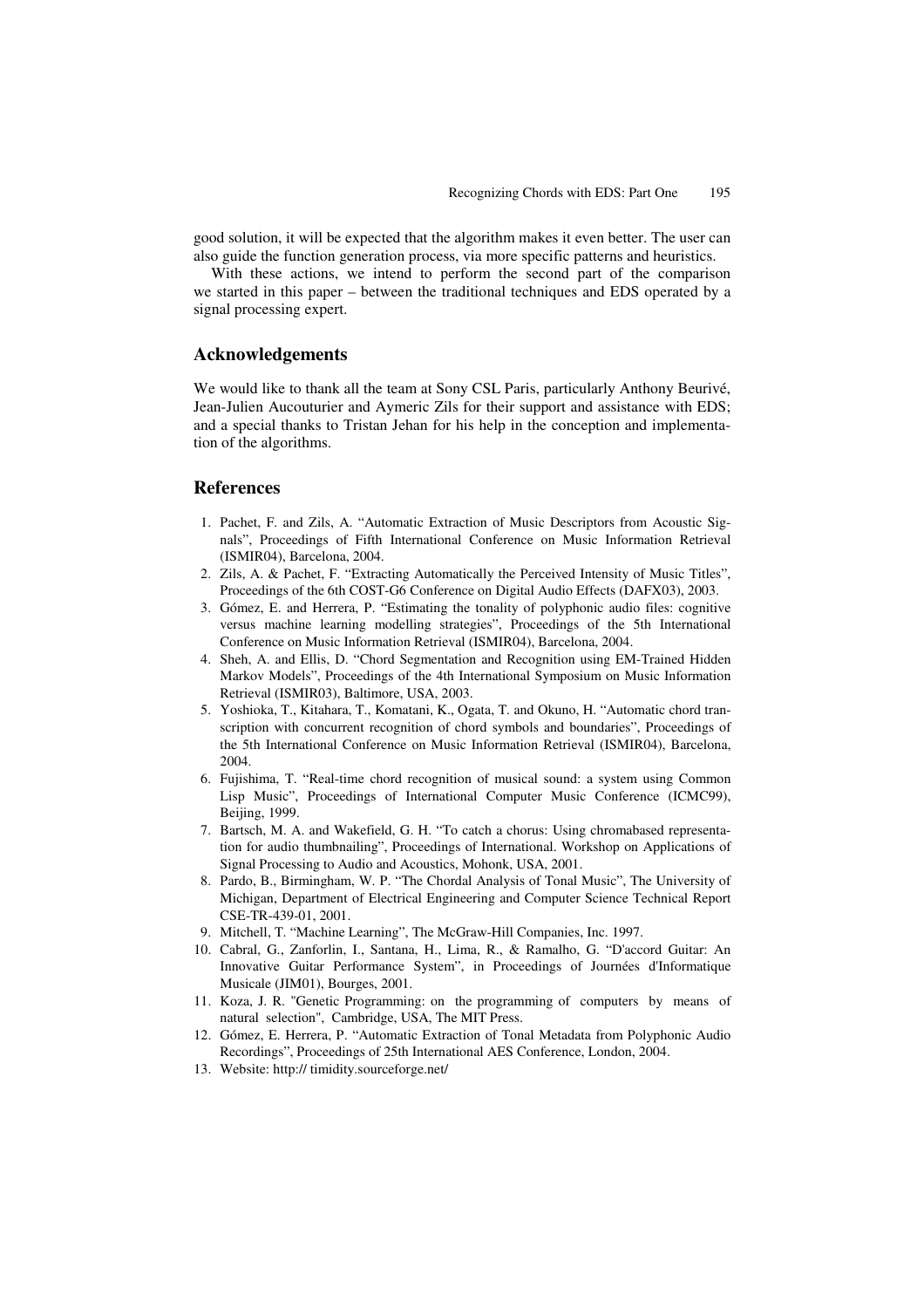good solution, it will be expected that the algorithm makes it even better. The user can also guide the function generation process, via more specific patterns and heuristics.

With these actions, we intend to perform the second part of the comparison we started in this paper – between the traditional techniques and EDS operated by a signal processing expert.

## Acknowledgements

We would like to thank all the team at Sony CSL Paris, particularly Anthony Beurivé, Jean-Julien Aucouturier and Aymeric Zils for their support and assistance with EDS; and a special thanks to Tristan Jehan for his help in the conception and implementation of the algorithms.

## References

1. Pachet, F. and Zils, A. "Automatic Extraction of Music Descriptors from Acoustic Signals", Proceedings of Fifth International Conference on Music Information Retrieval (ISMIR04), Barcelona, 2004.
2. Zils, A. & Pachet, F. "Extracting Automatically the Perceived Intensity of Music Titles", Proceedings of the 6th COST-G6 Conference on Digital Audio Effects (DAFX03), 2003.
3. Gómez, E. and Herrera, P. "Estimating the tonality of polyphonic audio files: cognitive versus machine learning modelling strategies", Proceedings of the 5th International Conference on Music Information Retrieval (ISMIR04), Barcelona, 2004.
4. Sheh, A. and Ellis, D. "Chord Segmentation and Recognition using EM-Trained Hidden Markov Models", Proceedings of the 4th International Symposium on Music Information Retrieval (ISMIR03), Baltimore, USA, 2003.
5. Yoshioka, T., Kitahara, T., Komatani, K., Ogata, T. and Okuno, H. "Automatic chord transcription with concurrent recognition of chord symbols and boundaries", Proceedings of the 5th International Conference on Music Information Retrieval (ISMIR04), Barcelona, 2004.
6. Fujishima, T. "Real-time chord recognition of musical sound: a system using Common Lisp Music", Proceedings of International Computer Music Conference (ICMC99), Beijing, 1999.
7. Bartsch, M. A. and Wakefield, G. H. "To catch a chorus: Using chromabased representation for audio thumbnailing", Proceedings of International. Workshop on Applications of Signal Processing to Audio and Acoustics, Mohonk, USA, 2001.
8. Pardo, B., Birmingham, W. P. "The Chordal Analysis of Tonal Music", The University of Michigan, Department of Electrical Engineering and Computer Science Technical Report CSE-TR-439-01, 2001.
9. Mitchell, T. "Machine Learning", The McGraw-Hill Companies, Inc. 1997.
10. Cabral, G., Zanforlin, I., Santana, H., Lima, R., & Ramalho, G. "D'accord Guitar: An Innovative Guitar Performance System", in Proceedings of Journées d'Informatique Musicale (JIM01), Bourges, 2001.
11. Koza, J. R. "Genetic Programming: on the programming of computers by means of natural selection", Cambridge, USA, The MIT Press.
12. Gómez, E. Herrera, P. "Automatic Extraction of Tonal Metadata from Polyphonic Audio Recordings", Proceedings of 25th International AES Conference, London, 2004.
13. Website: http:// timidity.sourceforge.net/